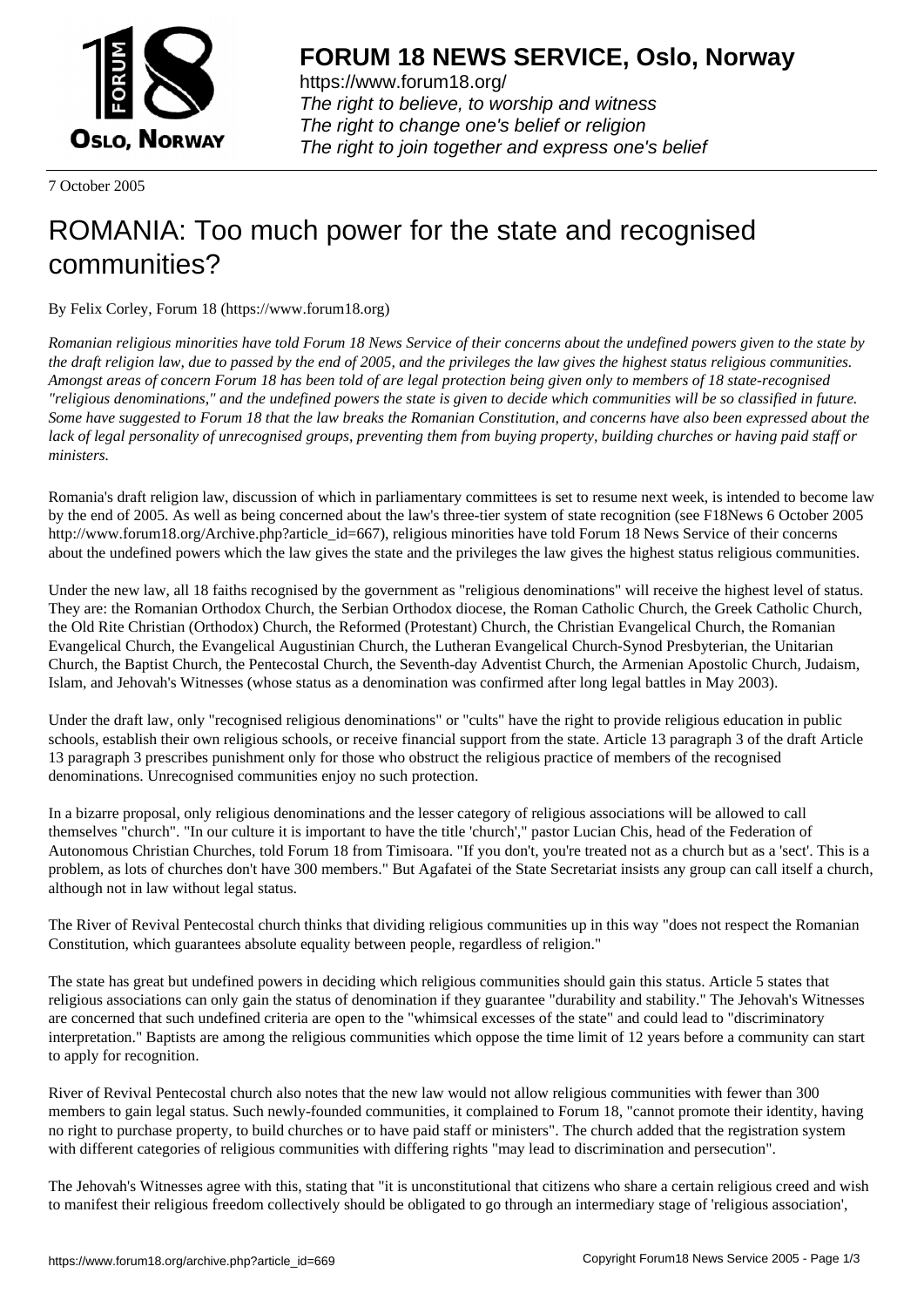# FORUM 18 NEWS SERVICE, Oslo, Norway

https://www.forum18.org/
*The right to believe, to worship and witness*
*The right to change one's belief or religion*
*The right to join together and express one's belief*

7 October 2005

# ROMANIA: Too much power for the state and recognised communities?

By Felix Corley, Forum 18 (https://www.forum18.org)

*Romanian religious minorities have told Forum 18 News Service of their concerns about the undefined powers given to the state by the draft religion law, due to passed by the end of 2005, and the privileges the law gives the highest status religious communities. Amongst areas of concern Forum 18 has been told of are legal protection being given only to members of 18 state-recognised "religious denominations," and the undefined powers the state is given to decide which communities will be so classified in future. Some have suggested to Forum 18 that the law breaks the Romanian Constitution, and concerns have also been expressed about the lack of legal personality of unrecognised groups, preventing them from buying property, building churches or having paid staff or ministers.*

Romania's draft religion law, discussion of which in parliamentary committees is set to resume next week, is intended to become law by the end of 2005. As well as being concerned about the law's three-tier system of state recognition (see F18News 6 October 2005 http://www.forum18.org/Archive.php?article_id=667), religious minorities have told Forum 18 News Service of their concerns about the undefined powers which the law gives the state and the privileges the law gives the highest status religious communities.

Under the new law, all 18 faiths recognised by the government as "religious denominations" will receive the highest level of status. They are: the Romanian Orthodox Church, the Serbian Orthodox diocese, the Roman Catholic Church, the Greek Catholic Church, the Old Rite Christian (Orthodox) Church, the Reformed (Protestant) Church, the Christian Evangelical Church, the Romanian Evangelical Church, the Evangelical Augustinian Church, the Lutheran Evangelical Church-Synod Presbyterian, the Unitarian Church, the Baptist Church, the Pentecostal Church, the Seventh-day Adventist Church, the Armenian Apostolic Church, Judaism, Islam, and Jehovah's Witnesses (whose status as a denomination was confirmed after long legal battles in May 2003).

Under the draft law, only "recognised religious denominations" or "cults" have the right to provide religious education in public schools, establish their own religious schools, or receive financial support from the state. Article 13 paragraph 3 of the draft Article 13 paragraph 3 prescribes punishment only for those who obstruct the religious practice of members of the recognised denominations. Unrecognised communities enjoy no such protection.

In a bizarre proposal, only religious denominations and the lesser category of religious associations will be allowed to call themselves "church". "In our culture it is important to have the title 'church'," pastor Lucian Chis, head of the Federation of Autonomous Christian Churches, told Forum 18 from Timisoara. "If you don't, you're treated not as a church but as a 'sect'. This is a problem, as lots of churches don't have 300 members." But Agafatei of the State Secretariat insists any group can call itself a church, although not in law without legal status.

The River of Revival Pentecostal church thinks that dividing religious communities up in this way "does not respect the Romanian Constitution, which guarantees absolute equality between people, regardless of religion."

The state has great but undefined powers in deciding which religious communities should gain this status. Article 5 states that religious associations can only gain the status of denomination if they guarantee "durability and stability." The Jehovah's Witnesses are concerned that such undefined criteria are open to the "whimsical excesses of the state" and could lead to "discriminatory interpretation." Baptists are among the religious communities which oppose the time limit of 12 years before a community can start to apply for recognition.

River of Revival Pentecostal church also notes that the new law would not allow religious communities with fewer than 300 members to gain legal status. Such newly-founded communities, it complained to Forum 18, "cannot promote their identity, having no right to purchase property, to build churches or to have paid staff or ministers". The church added that the registration system with different categories of religious communities with differing rights "may lead to discrimination and persecution".

The Jehovah's Witnesses agree with this, stating that "it is unconstitutional that citizens who share a certain religious creed and wish to manifest their religious freedom collectively should be obligated to go through an intermediary stage of 'religious association',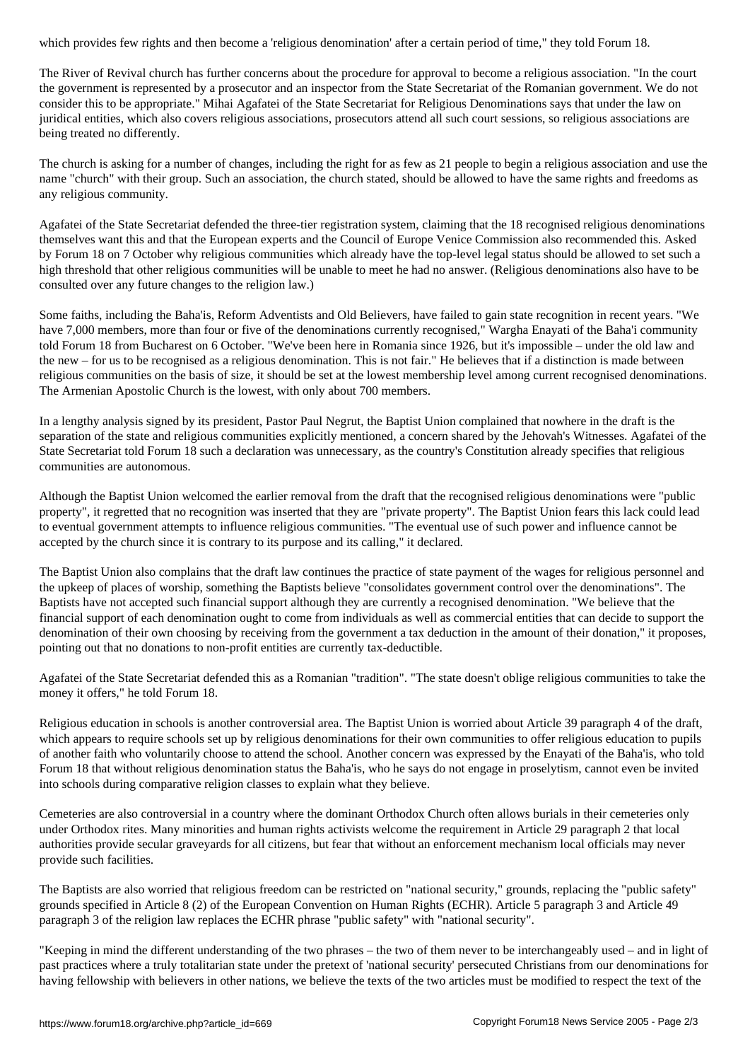which provides few rights and then become a 'religious denomination' after a certain period of time," they told Forum 18.

The River of Revival church has further concerns about the procedure for approval to become a religious association. "In the court the government is represented by a prosecutor and an inspector from the State Secretariat of the Romanian government. We do not consider this to be appropriate." Mihai Agafatei of the State Secretariat for Religious Denominations says that under the law on juridical entities, which also covers religious associations, prosecutors attend all such court sessions, so religious associations are being treated no differently.

The church is asking for a number of changes, including the right for as few as 21 people to begin a religious association and use the name "church" with their group. Such an association, the church stated, should be allowed to have the same rights and freedoms as any religious community.

Agafatei of the State Secretariat defended the three-tier registration system, claiming that the 18 recognised religious denominations themselves want this and that the European experts and the Council of Europe Venice Commission also recommended this. Asked by Forum 18 on 7 October why religious communities which already have the top-level legal status should be allowed to set such a high threshold that other religious communities will be unable to meet he had no answer. (Religious denominations also have to be consulted over any future changes to the religion law.)

Some faiths, including the Baha'is, Reform Adventists and Old Believers, have failed to gain state recognition in recent years. "We have 7,000 members, more than four or five of the denominations currently recognised," Wargha Enayati of the Baha'i community told Forum 18 from Bucharest on 6 October. "We've been here in Romania since 1926, but it's impossible – under the old law and the new – for us to be recognised as a religious denomination. This is not fair." He believes that if a distinction is made between religious communities on the basis of size, it should be set at the lowest membership level among current recognised denominations. The Armenian Apostolic Church is the lowest, with only about 700 members.

In a lengthy analysis signed by its president, Pastor Paul Negrut, the Baptist Union complained that nowhere in the draft is the separation of the state and religious communities explicitly mentioned, a concern shared by the Jehovah's Witnesses. Agafatei of the State Secretariat told Forum 18 such a declaration was unnecessary, as the country's Constitution already specifies that religious communities are autonomous.

Although the Baptist Union welcomed the earlier removal from the draft that the recognised religious denominations were "public property", it regretted that no recognition was inserted that they are "private property". The Baptist Union fears this lack could lead to eventual government attempts to influence religious communities. "The eventual use of such power and influence cannot be accepted by the church since it is contrary to its purpose and its calling," it declared.

The Baptist Union also complains that the draft law continues the practice of state payment of the wages for religious personnel and the upkeep of places of worship, something the Baptists believe "consolidates government control over the denominations". The Baptists have not accepted such financial support although they are currently a recognised denomination. "We believe that the financial support of each denomination ought to come from individuals as well as commercial entities that can decide to support the denomination of their own choosing by receiving from the government a tax deduction in the amount of their donation," it proposes, pointing out that no donations to non-profit entities are currently tax-deductible.

Agafatei of the State Secretariat defended this as a Romanian "tradition". "The state doesn't oblige religious communities to take the money it offers," he told Forum 18.

Religious education in schools is another controversial area. The Baptist Union is worried about Article 39 paragraph 4 of the draft, which appears to require schools set up by religious denominations for their own communities to offer religious education to pupils of another faith who voluntarily choose to attend the school. Another concern was expressed by the Enayati of the Baha'is, who told Forum 18 that without religious denomination status the Baha'is, who he says do not engage in proselytism, cannot even be invited into schools during comparative religion classes to explain what they believe.

Cemeteries are also controversial in a country where the dominant Orthodox Church often allows burials in their cemeteries only under Orthodox rites. Many minorities and human rights activists welcome the requirement in Article 29 paragraph 2 that local authorities provide secular graveyards for all citizens, but fear that without an enforcement mechanism local officials may never provide such facilities.

The Baptists are also worried that religious freedom can be restricted on "national security," grounds, replacing the "public safety" grounds specified in Article 8 (2) of the European Convention on Human Rights (ECHR). Article 5 paragraph 3 and Article 49 paragraph 3 of the religion law replaces the ECHR phrase "public safety" with "national security".

"Keeping in mind the different understanding of the two phrases – the two of them never to be interchangeably used – and in light of past practices where a truly totalitarian state under the pretext of 'national security' persecuted Christians from our denominations for having fellowship with believers in other nations, we believe the texts of the two articles must be modified to respect the text of the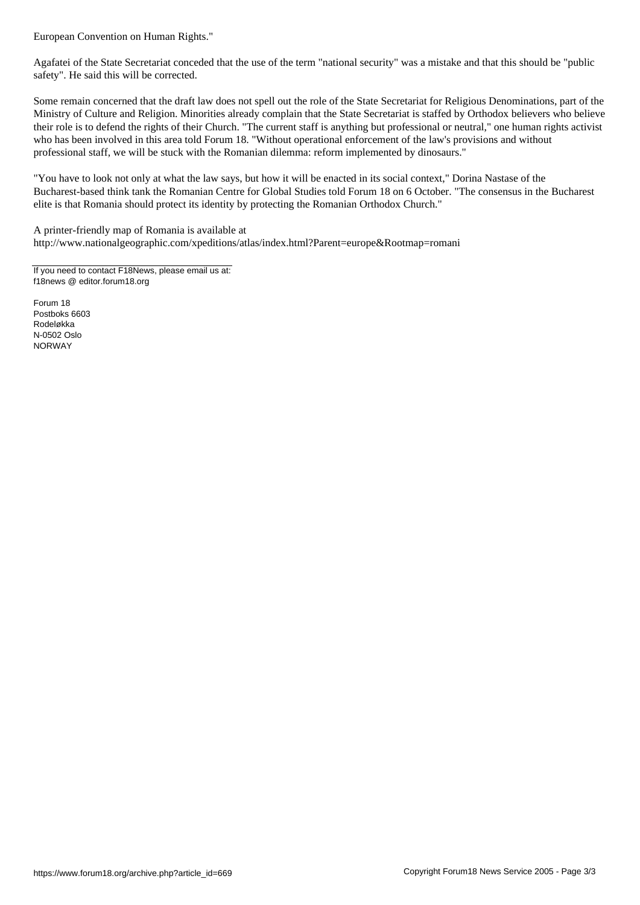European Convention on Human Rights."

Agafatei of the State Secretariat conceded that the use of the term "national security" was a mistake and that this should be "public safety". He said this will be corrected.

Some remain concerned that the draft law does not spell out the role of the State Secretariat for Religious Denominations, part of the Ministry of Culture and Religion. Minorities already complain that the State Secretariat is staffed by Orthodox believers who believe their role is to defend the rights of their Church. "The current staff is anything but professional or neutral," one human rights activist who has been involved in this area told Forum 18. "Without operational enforcement of the law's provisions and without professional staff, we will be stuck with the Romanian dilemma: reform implemented by dinosaurs."

"You have to look not only at what the law says, but how it will be enacted in its social context," Dorina Nastase of the Bucharest-based think tank the Romanian Centre for Global Studies told Forum 18 on 6 October. "The consensus in the Bucharest elite is that Romania should protect its identity by protecting the Romanian Orthodox Church."

A printer-friendly map of Romania is available at
http://www.nationalgeographic.com/xpeditions/atlas/index.html?Parent=europe&Rootmap=romani

If you need to contact F18News, please email us at:
f18news @ editor.forum18.org

Forum 18
Postboks 6603
Rodeløkka
N-0502 Oslo
NORWAY